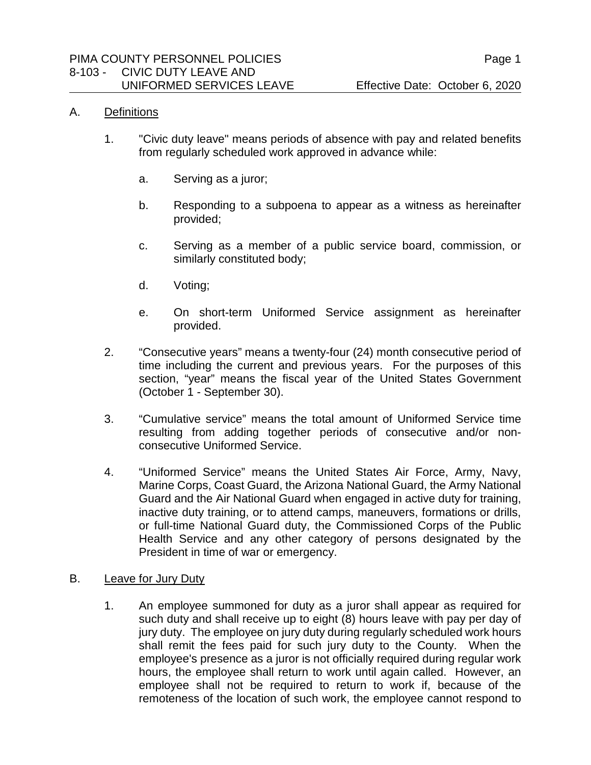PIMA COUNTY PERSONNEL POLICIES
8-103 - CIVIC DUTY LEAVE AND UNIFORMED SERVICES LEAVE
Effective Date: October 6, 2020

## A. Definitions

1. "Civic duty leave" means periods of absence with pay and related benefits from regularly scheduled work approved in advance while:

   a. Serving as a juror;

   b. Responding to a subpoena to appear as a witness as hereinafter provided;

   c. Serving as a member of a public service board, commission, or similarly constituted body;

   d. Voting;

   e. On short-term Uniformed Service assignment as hereinafter provided.

2. "Consecutive years" means a twenty-four (24) month consecutive period of time including the current and previous years. For the purposes of this section, "year" means the fiscal year of the United States Government (October 1 - September 30).

3. "Cumulative service" means the total amount of Uniformed Service time resulting from adding together periods of consecutive and/or non-consecutive Uniformed Service.

4. "Uniformed Service" means the United States Air Force, Army, Navy, Marine Corps, Coast Guard, the Arizona National Guard, the Army National Guard and the Air National Guard when engaged in active duty for training, inactive duty training, or to attend camps, maneuvers, formations or drills, or full-time National Guard duty, the Commissioned Corps of the Public Health Service and any other category of persons designated by the President in time of war or emergency.

## B. Leave for Jury Duty

1. An employee summoned for duty as a juror shall appear as required for such duty and shall receive up to eight (8) hours leave with pay per day of jury duty. The employee on jury duty during regularly scheduled work hours shall remit the fees paid for such jury duty to the County. When the employee's presence as a juror is not officially required during regular work hours, the employee shall return to work until again called. However, an employee shall not be required to return to work if, because of the remoteness of the location of such work, the employee cannot respond to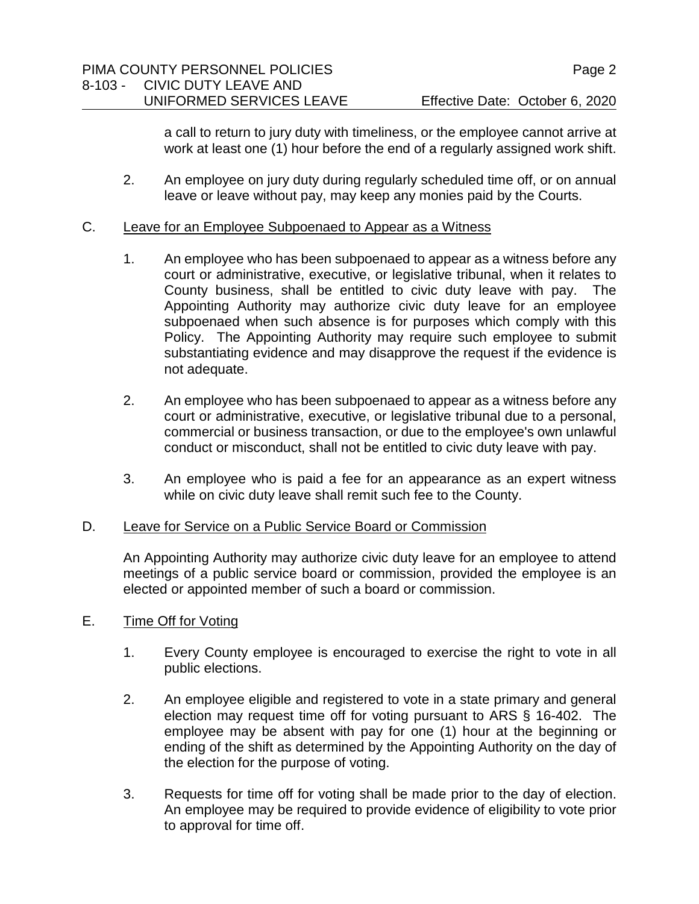a call to return to jury duty with timeliness, or the employee cannot arrive at work at least one (1) hour before the end of a regularly assigned work shift.

2. An employee on jury duty during regularly scheduled time off, or on annual leave or leave without pay, may keep any monies paid by the Courts.

C. Leave for an Employee Subpoenaed to Appear as a Witness

1. An employee who has been subpoenaed to appear as a witness before any court or administrative, executive, or legislative tribunal, when it relates to County business, shall be entitled to civic duty leave with pay. The Appointing Authority may authorize civic duty leave for an employee subpoenaed when such absence is for purposes which comply with this Policy. The Appointing Authority may require such employee to submit substantiating evidence and may disapprove the request if the evidence is not adequate.

2. An employee who has been subpoenaed to appear as a witness before any court or administrative, executive, or legislative tribunal due to a personal, commercial or business transaction, or due to the employee's own unlawful conduct or misconduct, shall not be entitled to civic duty leave with pay.

3. An employee who is paid a fee for an appearance as an expert witness while on civic duty leave shall remit such fee to the County.

D. Leave for Service on a Public Service Board or Commission

An Appointing Authority may authorize civic duty leave for an employee to attend meetings of a public service board or commission, provided the employee is an elected or appointed member of such a board or commission.

E. Time Off for Voting

1. Every County employee is encouraged to exercise the right to vote in all public elections.

2. An employee eligible and registered to vote in a state primary and general election may request time off for voting pursuant to ARS § 16-402. The employee may be absent with pay for one (1) hour at the beginning or ending of the shift as determined by the Appointing Authority on the day of the election for the purpose of voting.

3. Requests for time off for voting shall be made prior to the day of election. An employee may be required to provide evidence of eligibility to vote prior to approval for time off.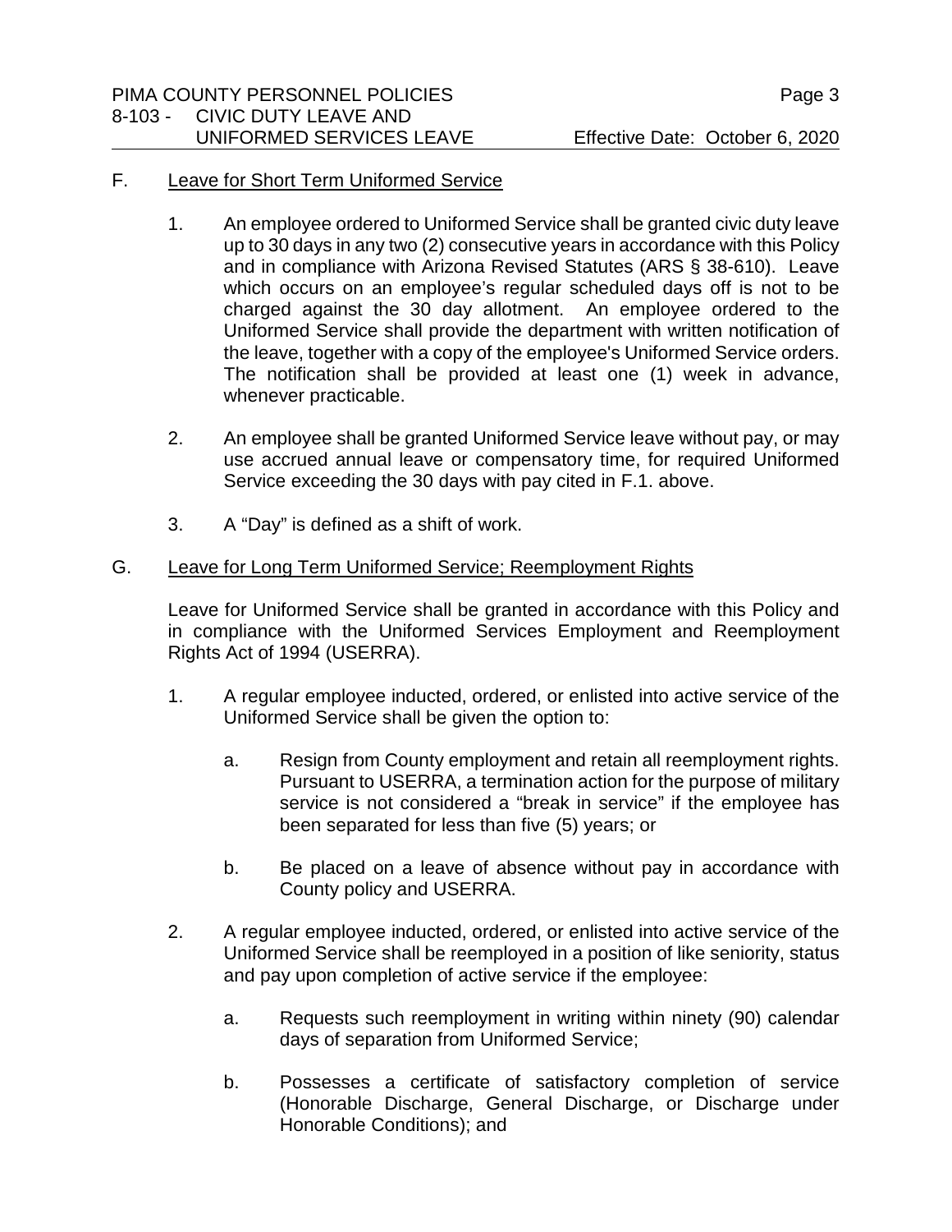F. Leave for Short Term Uniformed Service

1. An employee ordered to Uniformed Service shall be granted civic duty leave up to 30 days in any two (2) consecutive years in accordance with this Policy and in compliance with Arizona Revised Statutes (ARS § 38-610). Leave which occurs on an employee's regular scheduled days off is not to be charged against the 30 day allotment. An employee ordered to the Uniformed Service shall provide the department with written notification of the leave, together with a copy of the employee's Uniformed Service orders. The notification shall be provided at least one (1) week in advance, whenever practicable.

2. An employee shall be granted Uniformed Service leave without pay, or may use accrued annual leave or compensatory time, for required Uniformed Service exceeding the 30 days with pay cited in F.1. above.

3. A "Day" is defined as a shift of work.

G. Leave for Long Term Uniformed Service; Reemployment Rights

Leave for Uniformed Service shall be granted in accordance with this Policy and in compliance with the Uniformed Services Employment and Reemployment Rights Act of 1994 (USERRA).

1. A regular employee inducted, ordered, or enlisted into active service of the Uniformed Service shall be given the option to:

   a. Resign from County employment and retain all reemployment rights. Pursuant to USERRA, a termination action for the purpose of military service is not considered a "break in service" if the employee has been separated for less than five (5) years; or

   b. Be placed on a leave of absence without pay in accordance with County policy and USERRA.

2. A regular employee inducted, ordered, or enlisted into active service of the Uniformed Service shall be reemployed in a position of like seniority, status and pay upon completion of active service if the employee:

   a. Requests such reemployment in writing within ninety (90) calendar days of separation from Uniformed Service;

   b. Possesses a certificate of satisfactory completion of service (Honorable Discharge, General Discharge, or Discharge under Honorable Conditions); and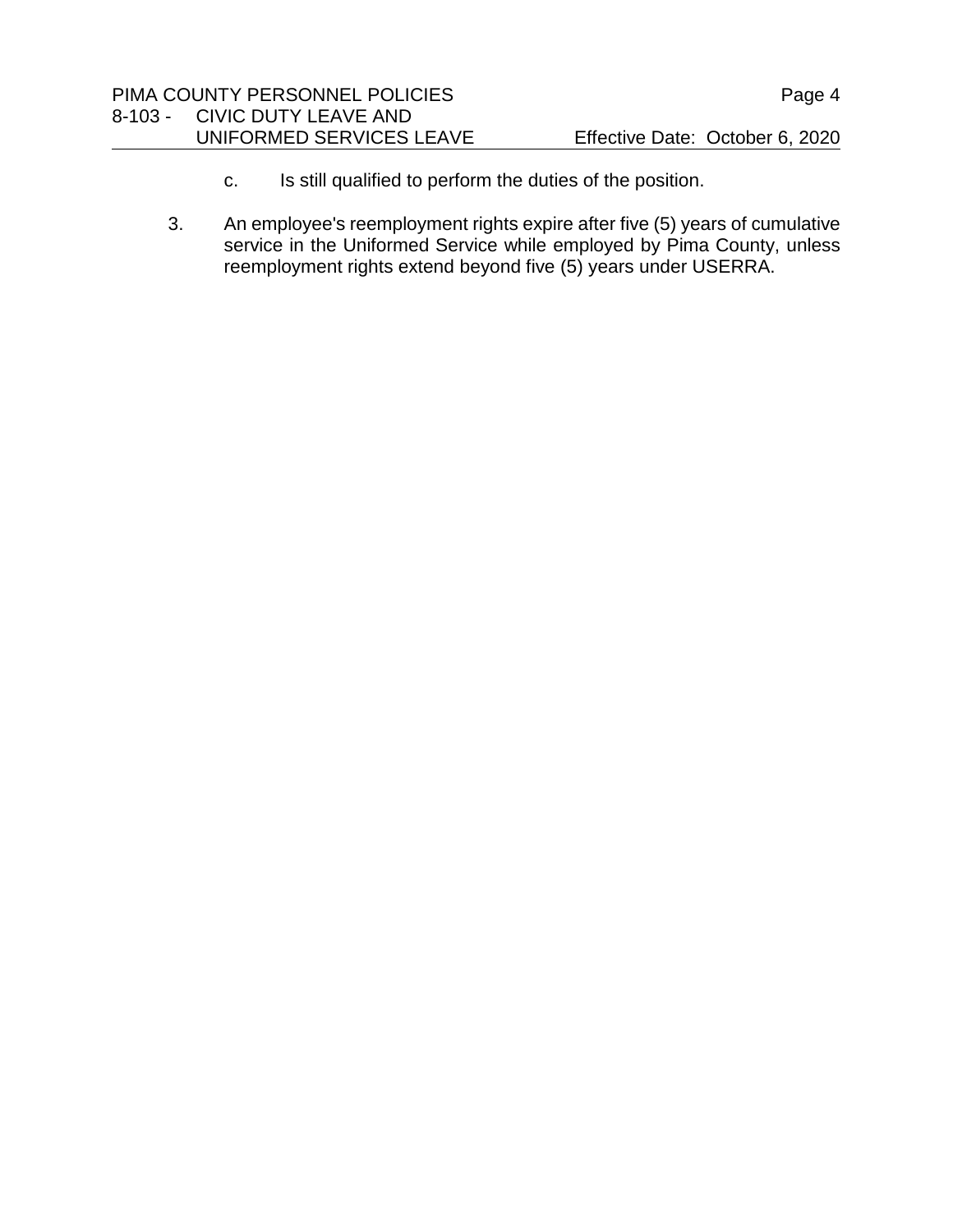c. Is still qualified to perform the duties of the position.

3. An employee's reemployment rights expire after five (5) years of cumulative service in the Uniformed Service while employed by Pima County, unless reemployment rights extend beyond five (5) years under USERRA.